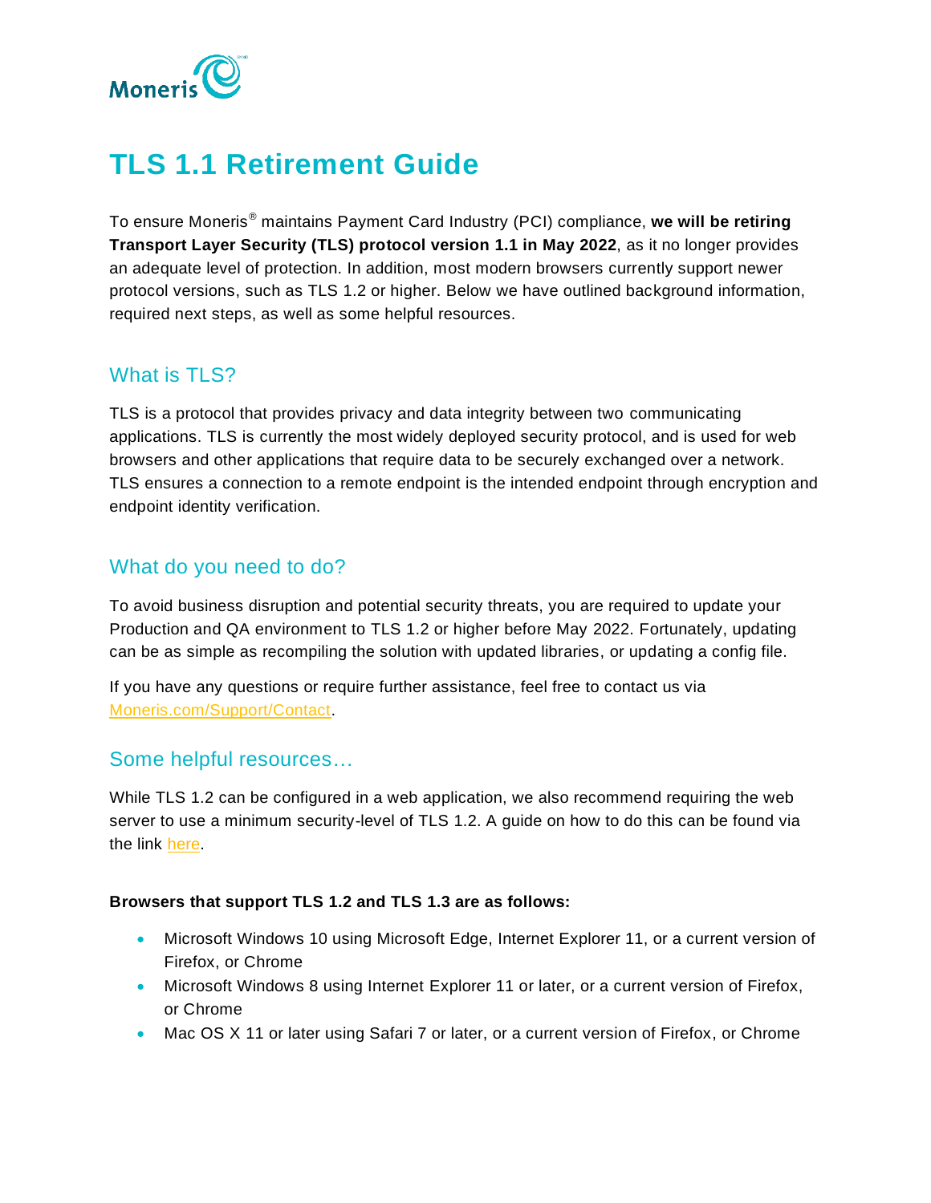# TLS 1.1 Retirement Guide

To ensure Moneris® maintains Payment Card Industry (PCI) compliance, **we will be retiring Transport Layer Security (TLS) protocol version 1.1 in May 2022**, as it no longer provides an adequate level of protection. In addition, most modern browsers currently support newer protocol versions, such as TLS 1.2 or higher. Below we have outlined background information, required next steps, as well as some helpful resources.

## What is TLS?

TLS is a protocol that provides privacy and data integrity between two communicating applications. TLS is currently the most widely deployed security protocol, and is used for web browsers and other applications that require data to be securely exchanged over a network. TLS ensures a connection to a remote endpoint is the intended endpoint through encryption and endpoint identity verification.

## What do you need to do?

To avoid business disruption and potential security threats, you are required to update your Production and QA environment to TLS 1.2 or higher before May 2022. Fortunately, updating can be as simple as recompiling the solution with updated libraries, or updating a config file.

If you have any questions or require further assistance, feel free to contact us via Moneris.com/Support/Contact.

## Some helpful resources…

While TLS 1.2 can be configured in a web application, we also recommend requiring the web server to use a minimum security-level of TLS 1.2. A guide on how to do this can be found via the link here.

**Browsers that support TLS 1.2 and TLS 1.3 are as follows:**

- Microsoft Windows 10 using Microsoft Edge, Internet Explorer 11, or a current version of Firefox, or Chrome
- Microsoft Windows 8 using Internet Explorer 11 or later, or a current version of Firefox, or Chrome
- Mac OS X 11 or later using Safari 7 or later, or a current version of Firefox, or Chrome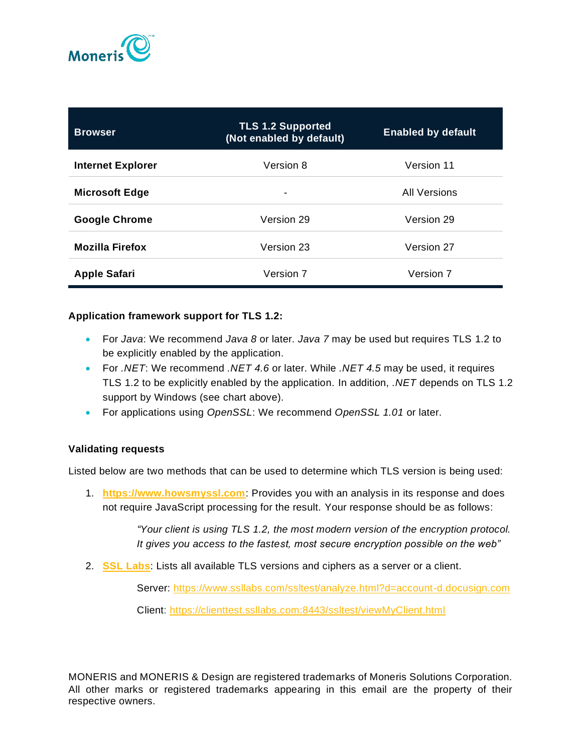| Browser | TLS 1.2 Supported (Not enabled by default) | Enabled by default |
| --- | --- | --- |
| **Internet Explorer** | Version 8 | Version 11 |
| **Microsoft Edge** | - | All Versions |
| **Google Chrome** | Version 29 | Version 29 |
| **Mozilla Firefox** | Version 23 | Version 27 |
| **Apple Safari** | Version 7 | Version 7 |

**Application framework support for TLS 1.2:**

- For *Java*: We recommend *Java 8* or later. *Java 7* may be used but requires TLS 1.2 to be explicitly enabled by the application.
- For *.NET*: We recommend *.NET 4.6* or later. While *.NET 4.5* may be used, it requires TLS 1.2 to be explicitly enabled by the application. In addition, *.NET* depends on TLS 1.2 support by Windows (see chart above).
- For applications using *OpenSSL*: We recommend *OpenSSL 1.01* or later.

**Validating requests**

Listed below are two methods that can be used to determine which TLS version is being used:

1. **https://www.howsmyssl.com**: Provides you with an analysis in its response and does not require JavaScript processing for the result. Your response should be as follows:

   *"Your client is using TLS 1.2, the most modern version of the encryption protocol. It gives you access to the fastest, most secure encryption possible on the web"*

2. **SSL Labs**: Lists all available TLS versions and ciphers as a server or a client.

   Server: https://www.ssllabs.com/ssltest/analyze.html?d=account-d.docusign.com

   Client: https://clienttest.ssllabs.com:8443/ssltest/viewMyClient.html

MONERIS and MONERIS & Design are registered trademarks of Moneris Solutions Corporation. All other marks or registered trademarks appearing in this email are the property of their respective owners.